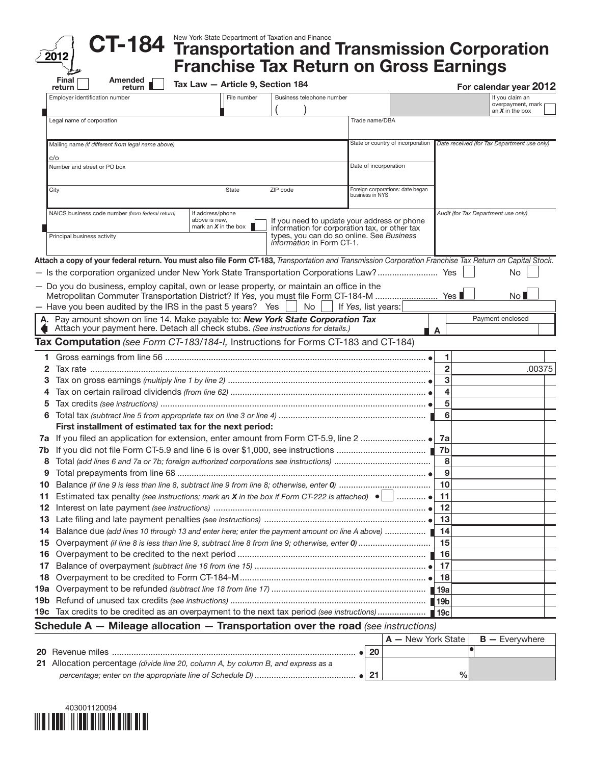# CT-184 Transportation and Transmission Corporation Franchise Tax Return on Gross Earnings

2012

New York State Department of Taxation and Finance

Tax Law — Article 9, Section 184

**For calendar year 2012**

Final return ☐ Amended return ☐

| Employer identification number | File number | Business telephone number ( ) | If you claim an overpayment, mark an *X* in the box ☐ |
|---|---|---|---|
| Legal name of corporation | | Trade name/DBA | |
| Mailing name *(if different from legal name above)* c/o | | State or country of incorporation | *Date received (for Tax Department use only)* |
| Number and street or PO box | | Date of incorporation | |
| City | State / ZIP code | Foreign corporations: date began business in NYS | |
| NAICS business code number *(from federal return)* | If address/phone above is new, mark an *X* in the box ☐ | If you need to update your address or phone information for corporation tax, or other tax types, you can do so online. See *Business information* in Form CT-1. | *Audit (for Tax Department use only)* |
| Principal business activity | | | |

**Attach a copy of your federal return. You must also file Form CT-183,** *Transportation and Transmission Corporation Franchise Tax Return on Capital Stock.*

— Is the corporation organized under New York State Transportation Corporations Law? ..................... Yes ☐ No ☐

— Do you do business, employ capital, own or lease property, or maintain an office in the Metropolitan Commuter Transportation District? If *Yes,* you must file Form CT-184-M ..................... Yes ☐ No ☐

— Have you been audited by the IRS in the past 5 years? Yes ☐ No ☐ If *Yes,* list years:

**A.** Pay amount shown on line 14. Make payable to: ***New York State Corporation Tax*** Attach your payment here. Detach all check stubs. *(See instructions for details.)* — **A** Payment enclosed

## Tax Computation *(see Form CT-183/184-I,* Instructions for Forms CT-183 and CT-184)

| Line | Description | No. | Amount |
|---|---|---|---|
| 1 | Gross earnings from line 56 | 1 | |
| 2 | Tax rate | 2 | .00375 |
| 3 | Tax on gross earnings *(multiply line 1 by line 2)* | 3 | |
| 4 | Tax on certain railroad dividends *(from line 62)* | 4 | |
| 5 | Tax credits *(see instructions)* | 5 | |
| 6 | Total tax *(subtract line 5 from appropriate tax on line 3 or line 4)* | 6 | |
| | **First installment of estimated tax for the next period:** | | |
| 7a | If you filed an application for extension, enter amount from Form CT-5.9, line 2 | 7a | |
| 7b | If you did not file Form CT-5.9 and line 6 is over $1,000, see instructions | 7b | |
| 8 | Total *(add lines 6 and 7a or 7b; foreign authorized corporations see instructions)* | 8 | |
| 9 | Total prepayments from line 68 | 9 | |
| 10 | Balance *(if line 9 is less than line 8, subtract line 9 from line 8; otherwise, enter 0)* | 10 | |
| 11 | Estimated tax penalty *(see instructions; mark an X in the box if Form CT-222 is attached)* ☐ | 11 | |
| 12 | Interest on late payment *(see instructions)* | 12 | |
| 13 | Late filing and late payment penalties *(see instructions)* | 13 | |
| 14 | Balance due *(add lines 10 through 13 and enter here; enter the payment amount on line A above)* | 14 | |
| 15 | Overpayment *(if line 8 is less than line 9, subtract line 8 from line 9; otherwise, enter 0)* | 15 | |
| 16 | Overpayment to be credited to the next period | 16 | |
| 17 | Balance of overpayment *(subtract line 16 from line 15)* | 17 | |
| 18 | Overpayment to be credited to Form CT-184-M | 18 | |
| 19a | Overpayment to be refunded *(subtract line 18 from line 17)* | 19a | |
| 19b | Refund of unused tax credits *(see instructions)* | 19b | |
| 19c | Tax credits to be credited as an overpayment to the next tax period *(see instructions)* | 19c | |

## Schedule A — Mileage allocation — Transportation over the road *(see instructions)*

| Line | Description | No. | A — New York State | B — Everywhere |
|---|---|---|---|---|
| 20 | Revenue miles | 20 | | |
| 21 | Allocation percentage *(divide line 20, column A, by column B, and express as a percentage; enter on the appropriate line of Schedule D)* | 21 | % | |

403001120094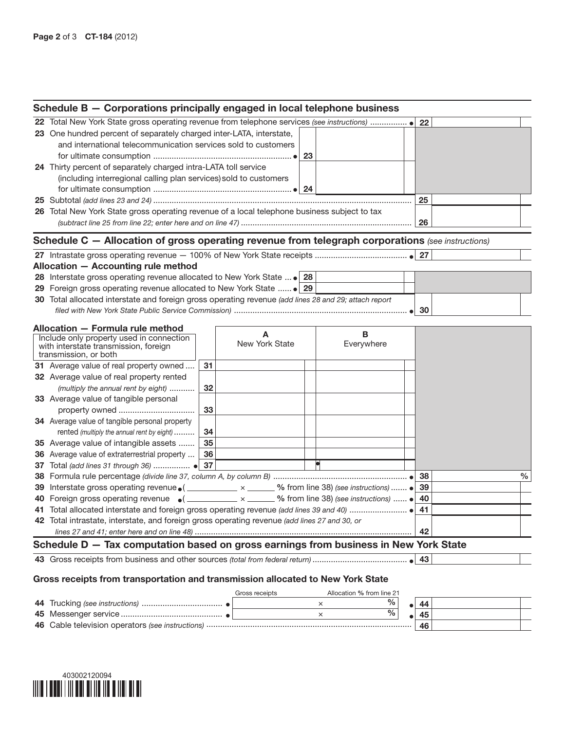## Schedule B — Corporations principally engaged in local telephone business

| | | | |
|---|---|---|---|
| **22** Total New York State gross operating revenue from telephone services *(see instructions)* | | **22** | |
| **23** One hundred percent of separately charged inter-LATA, interstate, and international telecommunication services sold to customers for ultimate consumption | **23** | | |
| **24** Thirty percent of separately charged intra-LATA toll service (including interregional calling plan services) sold to customers for ultimate consumption | **24** | | |
| **25** Subtotal *(add lines 23 and 24)* | | **25** | |
| **26** Total New York State gross operating revenue of a local telephone business subject to tax *(subtract line 25 from line 22; enter here and on line 47)* | | **26** | |

## Schedule C — Allocation of gross operating revenue from telegraph corporations *(see instructions)*

| | | | |
|---|---|---|---|
| **27** Intrastate gross operating revenue — 100% of New York State receipts | | **27** | |

**Allocation — Accounting rule method**

| | | | |
|---|---|---|---|
| **28** Interstate gross operating revenue allocated to New York State | **28** | | |
| **29** Foreign gross operating revenue allocated to New York State | **29** | | |
| **30** Total allocated interstate and foreign gross operating revenue *(add lines 28 and 29; attach report filed with New York State Public Service Commission)* | | **30** | |

**Allocation — Formula rule method**

| Include only property used in connection with interstate transmission, foreign transmission, or both | | **A** New York State | **B** Everywhere |
|---|---|---|---|
| **31** Average value of real property owned | **31** | | |
| **32** Average value of real property rented *(multiply the annual rent by eight)* | **32** | | |
| **33** Average value of tangible personal property owned | **33** | | |
| **34** Average value of tangible personal property rented *(multiply the annual rent by eight)* | **34** | | |
| **35** Average value of intangible assets | **35** | | |
| **36** Average value of extraterrestrial property | **36** | | |
| **37** Total *(add lines 31 through 36)* | **37** | | |

| | | |
|---|---|---|
| **38** Formula rule percentage *(divide line 37, column A, by column B)* | **38** | % |
| **39** Interstate gross operating revenue ( ____________ × ______ % from line 38) *(see instructions)* | **39** | |
| **40** Foreign gross operating revenue ( ____________ × ______ % from line 38) *(see instructions)* | **40** | |
| **41** Total allocated interstate and foreign gross operating revenue *(add lines 39 and 40)* | **41** | |
| **42** Total intrastate, interstate, and foreign gross operating revenue *(add lines 27 and 30, or lines 27 and 41; enter here and on line 48)* | **42** | |

## Schedule D — Tax computation based on gross earnings from business in New York State

| | | |
|---|---|---|
| **43** Gross receipts from business and other sources *(total from federal return)* | **43** | |

**Gross receipts from transportation and transmission allocated to New York State**

| | Gross receipts | | Allocation % from line 21 | | |
|---|---|---|---|---|---|
| **44** Trucking *(see instructions)* | | × | % | **44** | |
| **45** Messenger service | | × | % | **45** | |
| **46** Cable television operators *(see instructions)* | | | | **46** | |

403002120094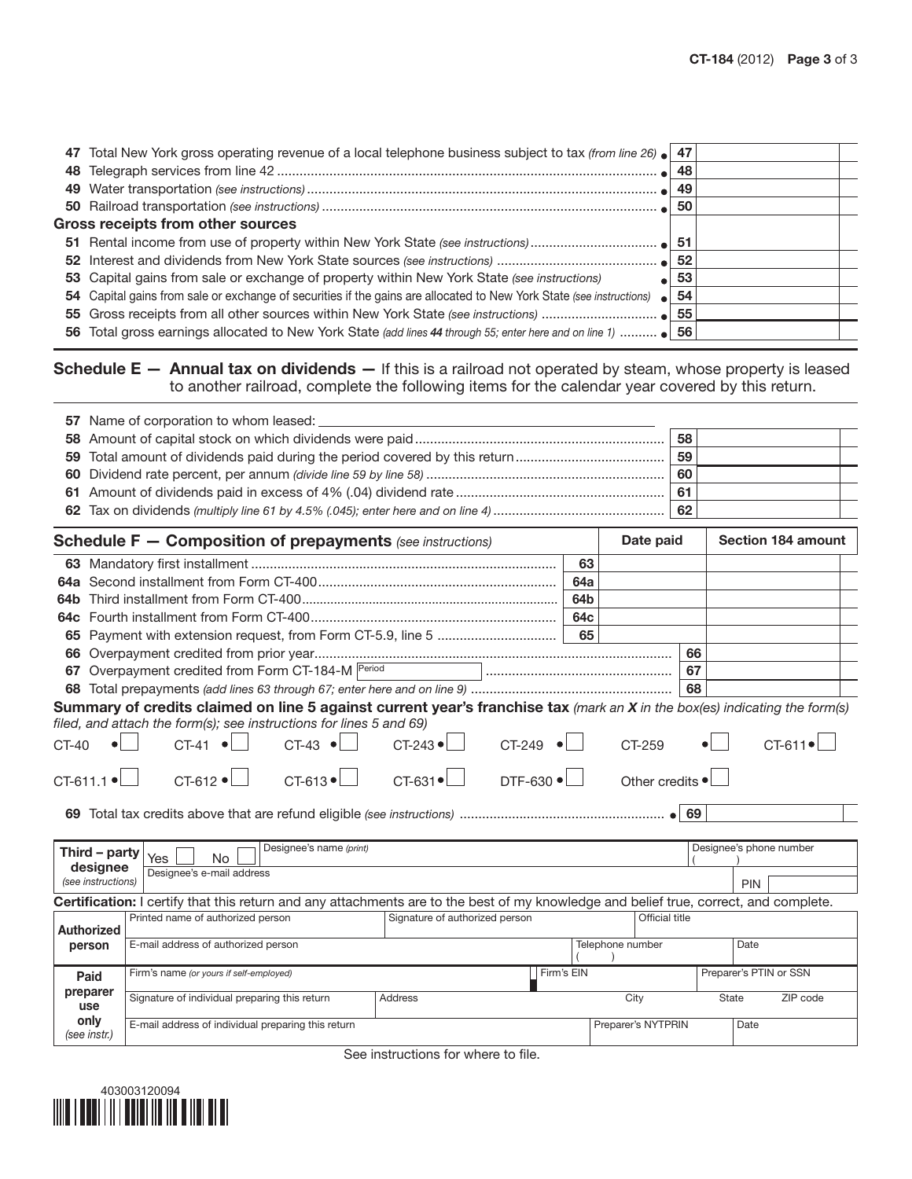| | | |
|---|---|---|
| **47** Total New York gross operating revenue of a local telephone business subject to tax *(from line 26)* ● | 47 | |
| **48** Telegraph services from line 42 ● | 48 | |
| **49** Water transportation *(see instructions)* ● | 49 | |
| **50** Railroad transportation *(see instructions)* ● | 50 | |
| **Gross receipts from other sources** | | |
| **51** Rental income from use of property within New York State *(see instructions)* ● | 51 | |
| **52** Interest and dividends from New York State sources *(see instructions)* ● | 52 | |
| **53** Capital gains from sale or exchange of property within New York State *(see instructions)* ● | 53 | |
| **54** Capital gains from sale or exchange of securities if the gains are allocated to New York State *(see instructions)* ● | 54 | |
| **55** Gross receipts from all other sources within New York State *(see instructions)* ● | 55 | |
| **56** Total gross earnings allocated to New York State *(add lines 44 through 55; enter here and on line 1)* ● | 56 | |

## Schedule E — Annual tax on dividends — If this is a railroad not operated by steam, whose property is leased to another railroad, complete the following items for the calendar year covered by this return.

**57** Name of corporation to whom leased: ______________________________

| | | |
|---|---|---|
| **58** Amount of capital stock on which dividends were paid | 58 | |
| **59** Total amount of dividends paid during the period covered by this return | 59 | |
| **60** Dividend rate percent, per annum *(divide line 59 by line 58)* | 60 | |
| **61** Amount of dividends paid in excess of 4% (.04) dividend rate | 61 | |
| **62** Tax on dividends *(multiply line 61 by 4.5% (.045); enter here and on line 4)* | 62 | |

## Schedule F — Composition of prepayments *(see instructions)*

| | | Date paid | Section 184 amount |
|---|---|---|---|
| **63** Mandatory first installment | 63 | | |
| **64a** Second installment from Form CT-400 | 64a | | |
| **64b** Third installment from Form CT-400 | 64b | | |
| **64c** Fourth installment from Form CT-400 | 64c | | |
| **65** Payment with extension request, from Form CT-5.9, line 5 | 65 | | |
| **66** Overpayment credited from prior year | | 66 | |
| **67** Overpayment credited from Form CT-184-M Period ______ | | 67 | |
| **68** Total prepayments *(add lines 63 through 67; enter here and on line 9)* | | 68 | |

**Summary of credits claimed on line 5 against current year's franchise tax** *(mark an **X** in the box(es) indicating the form(s) filed, and attach the form(s); see instructions for lines 5 and 69)*

CT-40 ● ☐ CT-41 ● ☐ CT-43 ● ☐ CT-243 ● ☐ CT-249 ● ☐ CT-259 ● ☐ CT-611 ● ☐

CT-611.1 ● ☐ CT-612 ● ☐ CT-613 ● ☐ CT-631 ● ☐ DTF-630 ● ☐ Other credits ● ☐

| | | |
|---|---|---|
| **69** Total tax credits above that are refund eligible *(see instructions)* ● | 69 | |

| | | | |
|---|---|---|---|
| **Third – party designee** *(see instructions)* | Yes ☐ No ☐ | Designee's name *(print)* | Designee's phone number ( ) |
| | Designee's e-mail address | | PIN |

**Certification:** I certify that this return and any attachments are to the best of my knowledge and belief true, correct, and complete.

| | | | | |
|---|---|---|---|---|
| **Authorized person** | Printed name of authorized person | Signature of authorized person | Official title | |
| | E-mail address of authorized person | | Telephone number ( ) | Date |
| **Paid preparer use only** *(see instr.)* | Firm's name *(or yours if self-employed)* | Firm's EIN | | Preparer's PTIN or SSN |
| | Signature of individual preparing this return | Address | City | State ZIP code |
| | E-mail address of individual preparing this return | | Preparer's NYTPRIN | Date |

See instructions for where to file.

403003120094